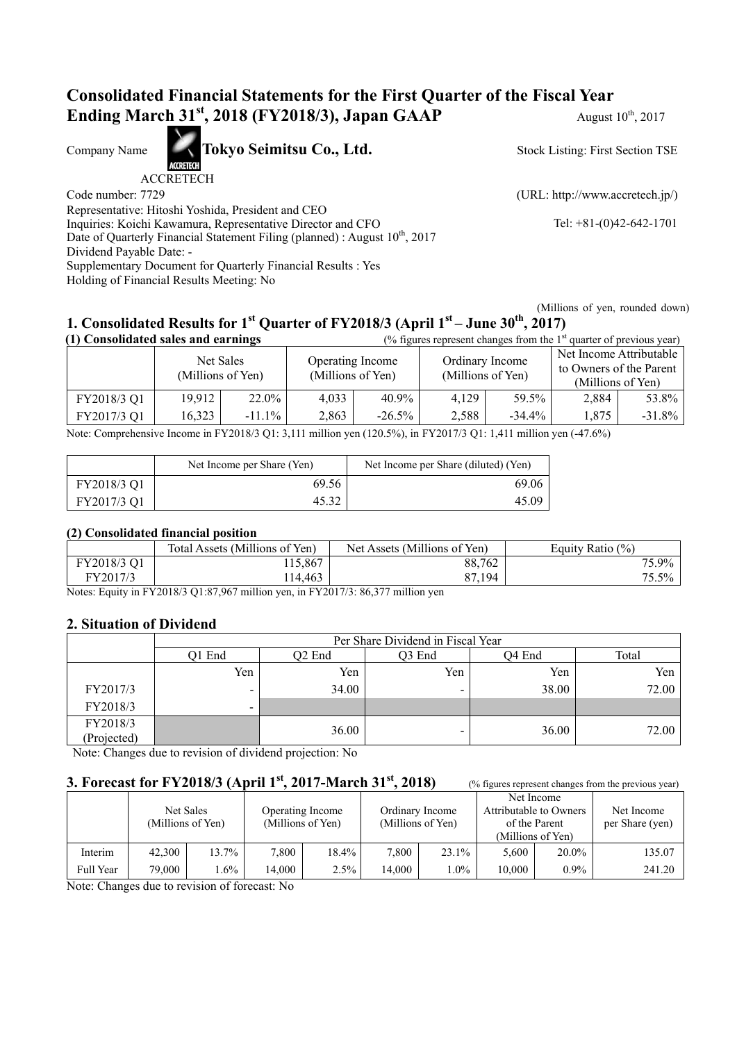# Consolidated Financial Statements for the First Quarter of the Fiscal Year Ending March 31st, 2018 (FY2018/3), Japan GAAP

August 10th, 2017

Company Name **Tokyo Seimitsu Co., Ltd.** Stock Listing: First Section TSE

ACCRETECH

Code number: 7729 (URL: http://www.accretech.jp/)

Representative: Hitoshi Yoshida, President and CEO

Inquiries: Koichi Kawamura, Representative Director and CFO Tel: +81-(0)42-642-1701

Date of Quarterly Financial Statement Filing (planned) : August 10th, 2017

Dividend Payable Date: -

Supplementary Document for Quarterly Financial Results : Yes

Holding of Financial Results Meeting: No

(Millions of yen, rounded down)

## 1. Consolidated Results for 1st Quarter of FY2018/3 (April 1st – June 30th, 2017)

### (1) Consolidated sales and earnings

(% figures represent changes from the 1st quarter of previous year)

| | Net Sales (Millions of Yen) | | Operating Income (Millions of Yen) | | Ordinary Income (Millions of Yen) | | Net Income Attributable to Owners of the Parent (Millions of Yen) | |
|---|---|---|---|---|---|---|---|---|
| FY2018/3 Q1 | 19,912 | 22.0% | 4,033 | 40.9% | 4,129 | 59.5% | 2,884 | 53.8% |
| FY2017/3 Q1 | 16,323 | -11.1% | 2,863 | -26.5% | 2,588 | -34.4% | 1,875 | -31.8% |

Note: Comprehensive Income in FY2018/3 Q1: 3,111 million yen (120.5%), in FY2017/3 Q1: 1,411 million yen (-47.6%)

| | Net Income per Share (Yen) | Net Income per Share (diluted) (Yen) |
|---|---|---|
| FY2018/3 Q1 | 69.56 | 69.06 |
| FY2017/3 Q1 | 45.32 | 45.09 |

### (2) Consolidated financial position

| | Total Assets (Millions of Yen) | Net Assets (Millions of Yen) | Equity Ratio (%) |
|---|---|---|---|
| FY2018/3 Q1 | 115,867 | 88,762 | 75.9% |
| FY2017/3 | 114,463 | 87,194 | 75.5% |

Notes: Equity in FY2018/3 Q1:87,967 million yen, in FY2017/3: 86,377 million yen

## 2. Situation of Dividend

| | Per Share Dividend in Fiscal Year | | | | |
|---|---|---|---|---|---|
| | Q1 End | Q2 End | Q3 End | Q4 End | Total |
| | Yen | Yen | Yen | Yen | Yen |
| FY2017/3 | - | 34.00 | - | 38.00 | 72.00 |
| FY2018/3 | - | | | | |
| FY2018/3 (Projected) | | 36.00 | - | 36.00 | 72.00 |

Note: Changes due to revision of dividend projection: No

## 3. Forecast for FY2018/3 (April 1st, 2017-March 31st, 2018)

(% figures represent changes from the previous year)

| | Net Sales (Millions of Yen) | | Operating Income (Millions of Yen) | | Ordinary Income (Millions of Yen) | | Net Income Attributable to Owners of the Parent (Millions of Yen) | | Net Income per Share (yen) |
|---|---|---|---|---|---|---|---|---|---|
| Interim | 42,300 | 13.7% | 7,800 | 18.4% | 7,800 | 23.1% | 5,600 | 20.0% | 135.07 |
| Full Year | 79,000 | 1.6% | 14,000 | 2.5% | 14,000 | 1.0% | 10,000 | 0.9% | 241.20 |

Note: Changes due to revision of forecast: No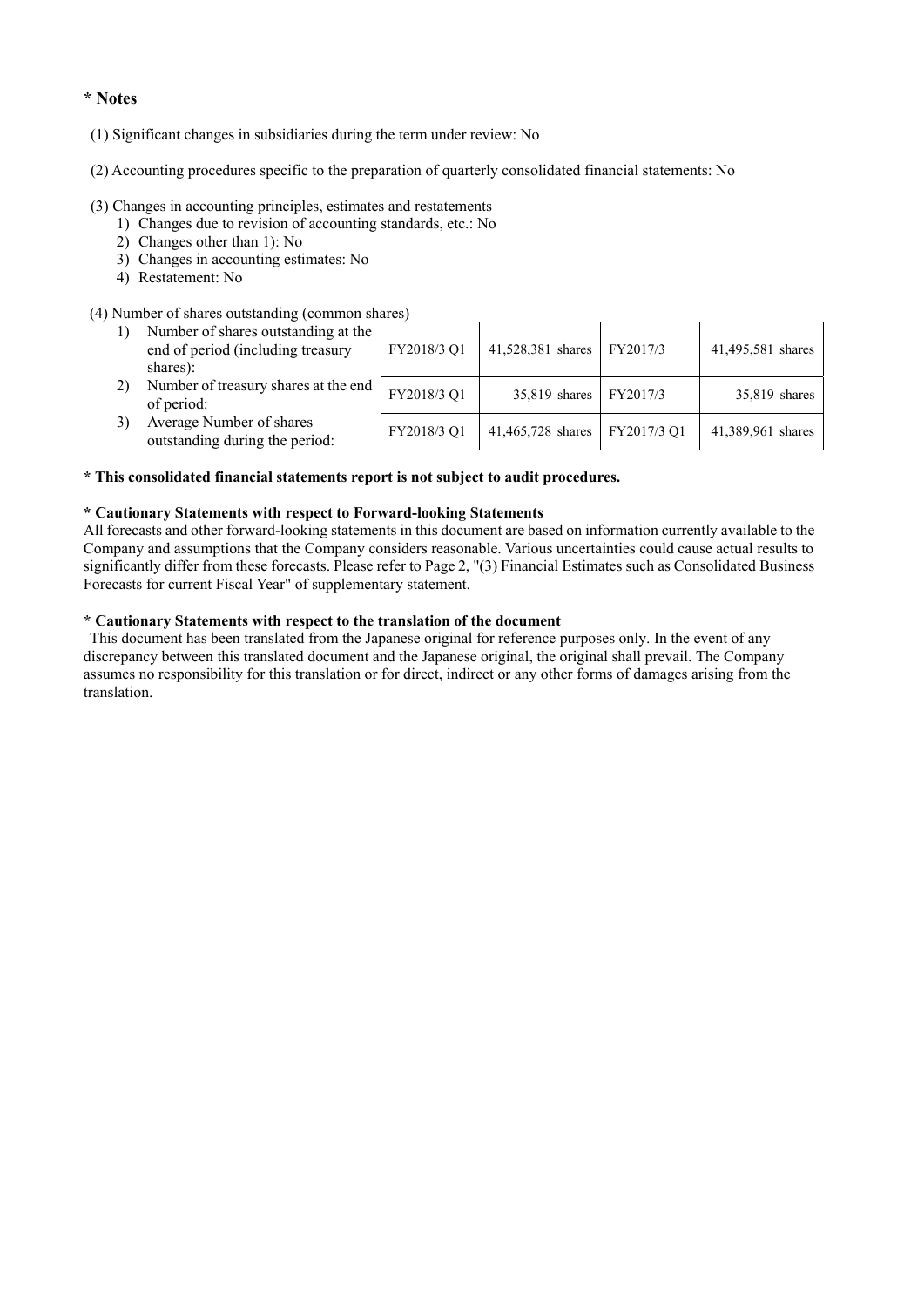## * Notes

(1) Significant changes in subsidiaries during the term under review: No

(2) Accounting procedures specific to the preparation of quarterly consolidated financial statements: No

(3) Changes in accounting principles, estimates and restatements

1) Changes due to revision of accounting standards, etc.: No
2) Changes other than 1): No
3) Changes in accounting estimates: No
4) Restatement: No

(4) Number of shares outstanding (common shares)

| | | | | |
|---|---|---|---|---|
| 1) Number of shares outstanding at the end of period (including treasury shares): | FY2018/3 Q1 | 41,528,381 shares | FY2017/3 | 41,495,581 shares |
| 2) Number of treasury shares at the end of period: | FY2018/3 Q1 | 35,819 shares | FY2017/3 | 35,819 shares |
| 3) Average Number of shares outstanding during the period: | FY2018/3 Q1 | 41,465,728 shares | FY2017/3 Q1 | 41,389,961 shares |

**\* This consolidated financial statements report is not subject to audit procedures.**

**\* Cautionary Statements with respect to Forward-looking Statements**

All forecasts and other forward-looking statements in this document are based on information currently available to the Company and assumptions that the Company considers reasonable. Various uncertainties could cause actual results to significantly differ from these forecasts. Please refer to Page 2, "(3) Financial Estimates such as Consolidated Business Forecasts for current Fiscal Year" of supplementary statement.

**\* Cautionary Statements with respect to the translation of the document**

This document has been translated from the Japanese original for reference purposes only. In the event of any discrepancy between this translated document and the Japanese original, the original shall prevail. The Company assumes no responsibility for this translation or for direct, indirect or any other forms of damages arising from the translation.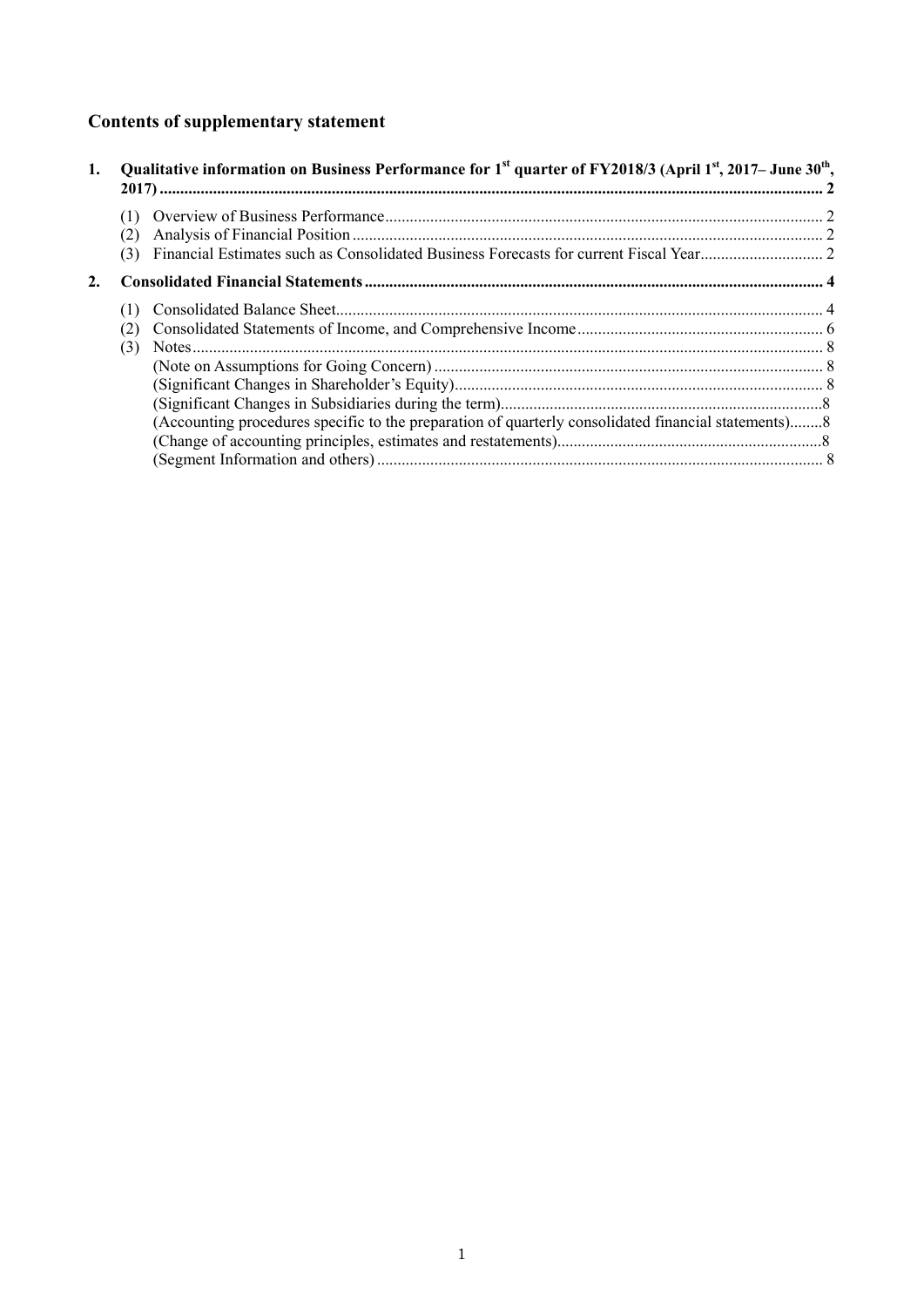# Contents of supplementary statement

1. **Qualitative information on Business Performance for 1st quarter of FY2018/3 (April 1st, 2017– June 30th, 2017) ........ 2**
   - (1) Overview of Business Performance ........ 2
   - (2) Analysis of Financial Position ........ 2
   - (3) Financial Estimates such as Consolidated Business Forecasts for current Fiscal Year ........ 2
2. **Consolidated Financial Statements ........ 4**
   - (1) Consolidated Balance Sheet ........ 4
   - (2) Consolidated Statements of Income, and Comprehensive Income ........ 6
   - (3) Notes ........ 8
     - (Note on Assumptions for Going Concern) ........ 8
     - (Significant Changes in Shareholder's Equity) ........ 8
     - (Significant Changes in Subsidiaries during the term) ........ 8
     - (Accounting procedures specific to the preparation of quarterly consolidated financial statements) ........ 8
     - (Change of accounting principles, estimates and restatements) ........ 8
     - (Segment Information and others) ........ 8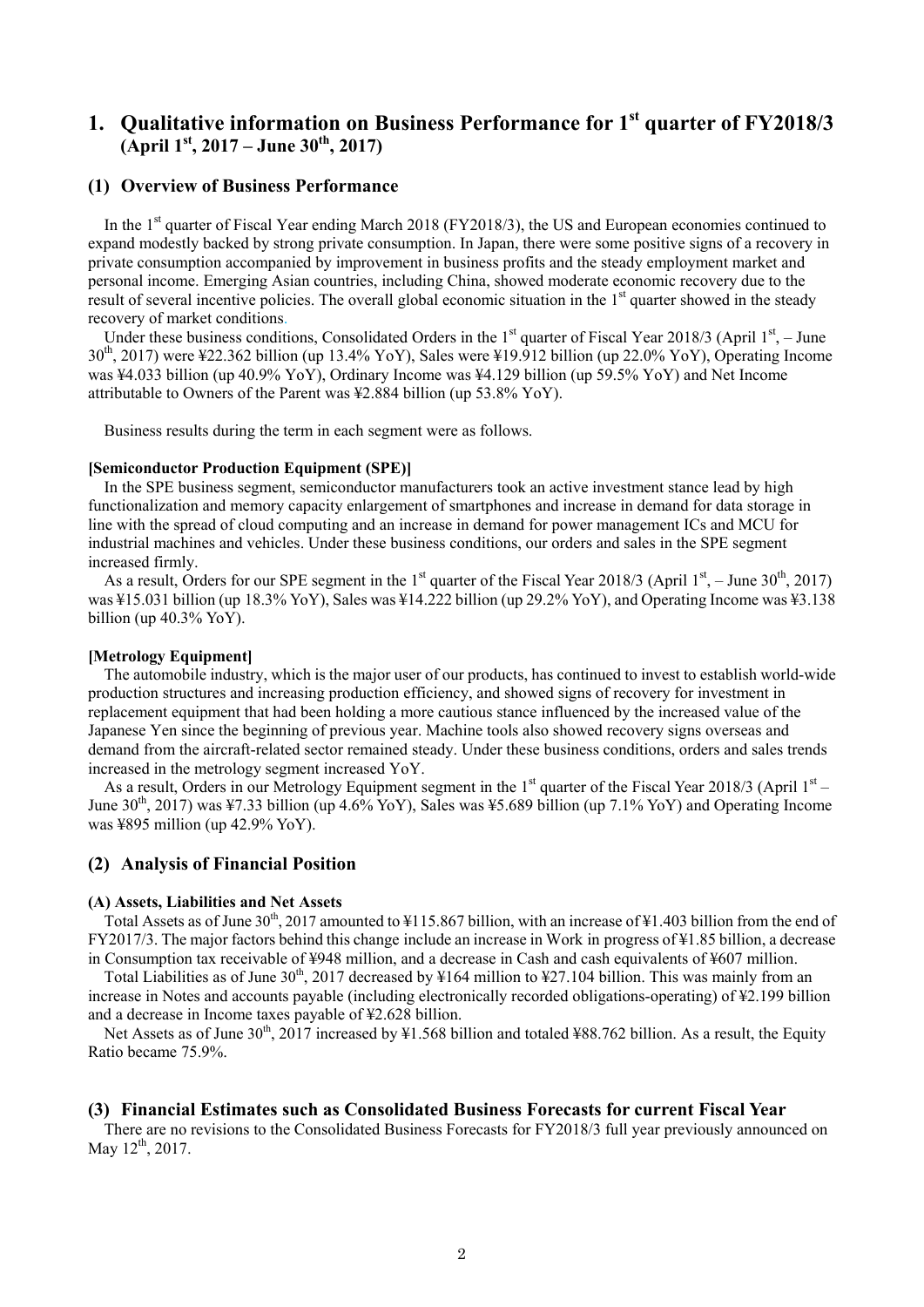# 1. Qualitative information on Business Performance for 1st quarter of FY2018/3 (April 1st, 2017 – June 30th, 2017)

## (1) Overview of Business Performance

In the 1st quarter of Fiscal Year ending March 2018 (FY2018/3), the US and European economies continued to expand modestly backed by strong private consumption. In Japan, there were some positive signs of a recovery in private consumption accompanied by improvement in business profits and the steady employment market and personal income. Emerging Asian countries, including China, showed moderate economic recovery due to the result of several incentive policies. The overall global economic situation in the 1st quarter showed in the steady recovery of market conditions.

Under these business conditions, Consolidated Orders in the 1st quarter of Fiscal Year 2018/3 (April 1st, – June 30th, 2017) were ¥22.362 billion (up 13.4% YoY), Sales were ¥19.912 billion (up 22.0% YoY), Operating Income was ¥4.033 billion (up 40.9% YoY), Ordinary Income was ¥4.129 billion (up 59.5% YoY) and Net Income attributable to Owners of the Parent was ¥2.884 billion (up 53.8% YoY).

Business results during the term in each segment were as follows.

**[Semiconductor Production Equipment (SPE)]**

In the SPE business segment, semiconductor manufacturers took an active investment stance lead by high functionalization and memory capacity enlargement of smartphones and increase in demand for data storage in line with the spread of cloud computing and an increase in demand for power management ICs and MCU for industrial machines and vehicles. Under these business conditions, our orders and sales in the SPE segment increased firmly.

As a result, Orders for our SPE segment in the 1st quarter of the Fiscal Year 2018/3 (April 1st, – June 30th, 2017) was ¥15.031 billion (up 18.3% YoY), Sales was ¥14.222 billion (up 29.2% YoY), and Operating Income was ¥3.138 billion (up 40.3% YoY).

**[Metrology Equipment]**

The automobile industry, which is the major user of our products, has continued to invest to establish world-wide production structures and increasing production efficiency, and showed signs of recovery for investment in replacement equipment that had been holding a more cautious stance influenced by the increased value of the Japanese Yen since the beginning of previous year. Machine tools also showed recovery signs overseas and demand from the aircraft-related sector remained steady. Under these business conditions, orders and sales trends increased in the metrology segment increased YoY.

As a result, Orders in our Metrology Equipment segment in the 1st quarter of the Fiscal Year 2018/3 (April 1st – June 30th, 2017) was ¥7.33 billion (up 4.6% YoY), Sales was ¥5.689 billion (up 7.1% YoY) and Operating Income was ¥895 million (up 42.9% YoY).

## (2) Analysis of Financial Position

**(A) Assets, Liabilities and Net Assets**

Total Assets as of June 30th, 2017 amounted to ¥115.867 billion, with an increase of ¥1.403 billion from the end of FY2017/3. The major factors behind this change include an increase in Work in progress of ¥1.85 billion, a decrease in Consumption tax receivable of ¥948 million, and a decrease in Cash and cash equivalents of ¥607 million.

Total Liabilities as of June 30th, 2017 decreased by ¥164 million to ¥27.104 billion. This was mainly from an increase in Notes and accounts payable (including electronically recorded obligations-operating) of ¥2.199 billion and a decrease in Income taxes payable of ¥2.628 billion.

Net Assets as of June 30th, 2017 increased by ¥1.568 billion and totaled ¥88.762 billion. As a result, the Equity Ratio became 75.9%.

## (3) Financial Estimates such as Consolidated Business Forecasts for current Fiscal Year

There are no revisions to the Consolidated Business Forecasts for FY2018/3 full year previously announced on May 12th, 2017.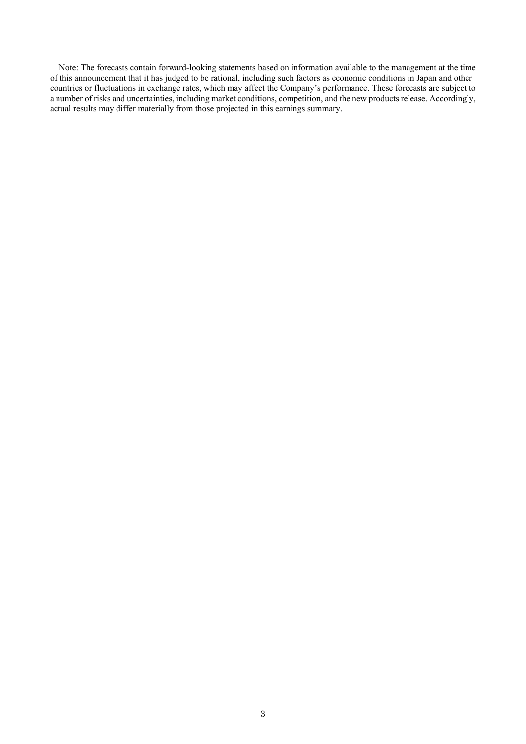Note: The forecasts contain forward-looking statements based on information available to the management at the time of this announcement that it has judged to be rational, including such factors as economic conditions in Japan and other countries or fluctuations in exchange rates, which may affect the Company's performance. These forecasts are subject to a number of risks and uncertainties, including market conditions, competition, and the new products release. Accordingly, actual results may differ materially from those projected in this earnings summary.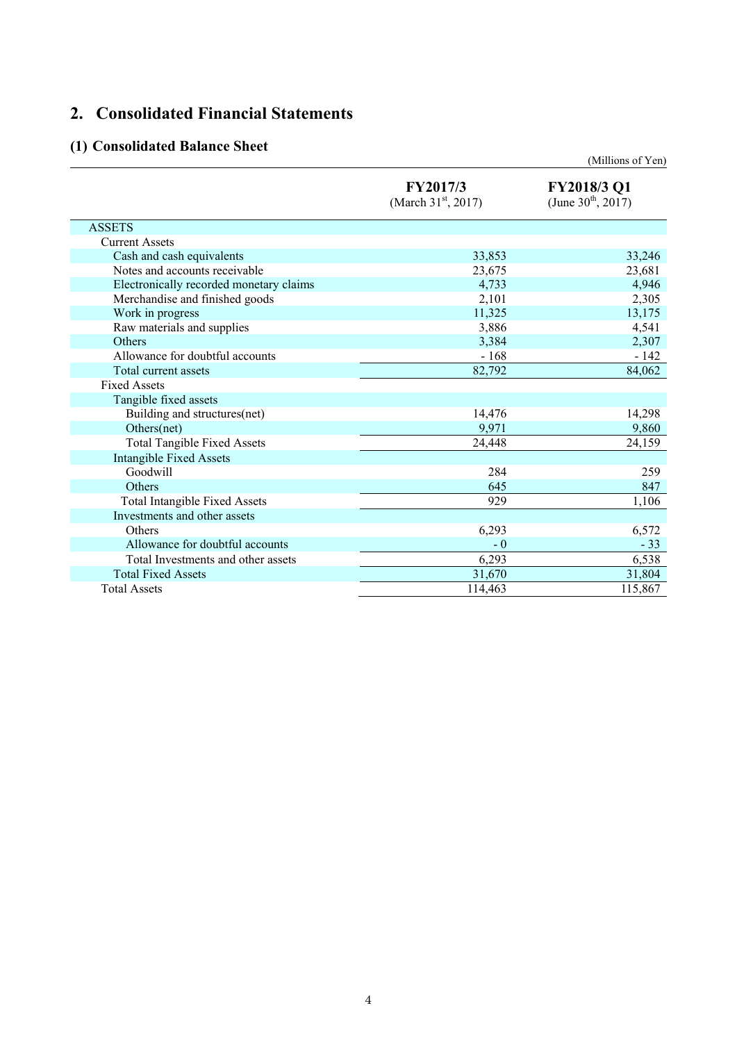## 2. Consolidated Financial Statements

### (1) Consolidated Balance Sheet

(Millions of Yen)

| | FY2017/3 (March 31st, 2017) | FY2018/3 Q1 (June 30th, 2017) |
|---|---|---|
| ASSETS | | |
| Current Assets | | |
| Cash and cash equivalents | 33,853 | 33,246 |
| Notes and accounts receivable | 23,675 | 23,681 |
| Electronically recorded monetary claims | 4,733 | 4,946 |
| Merchandise and finished goods | 2,101 | 2,305 |
| Work in progress | 11,325 | 13,175 |
| Raw materials and supplies | 3,886 | 4,541 |
| Others | 3,384 | 2,307 |
| Allowance for doubtful accounts | - 168 | - 142 |
| Total current assets | 82,792 | 84,062 |
| Fixed Assets | | |
| Tangible fixed assets | | |
| Building and structures(net) | 14,476 | 14,298 |
| Others(net) | 9,971 | 9,860 |
| Total Tangible Fixed Assets | 24,448 | 24,159 |
| Intangible Fixed Assets | | |
| Goodwill | 284 | 259 |
| Others | 645 | 847 |
| Total Intangible Fixed Assets | 929 | 1,106 |
| Investments and other assets | | |
| Others | 6,293 | 6,572 |
| Allowance for doubtful accounts | - 0 | - 33 |
| Total Investments and other assets | 6,293 | 6,538 |
| Total Fixed Assets | 31,670 | 31,804 |
| Total Assets | 114,463 | 115,867 |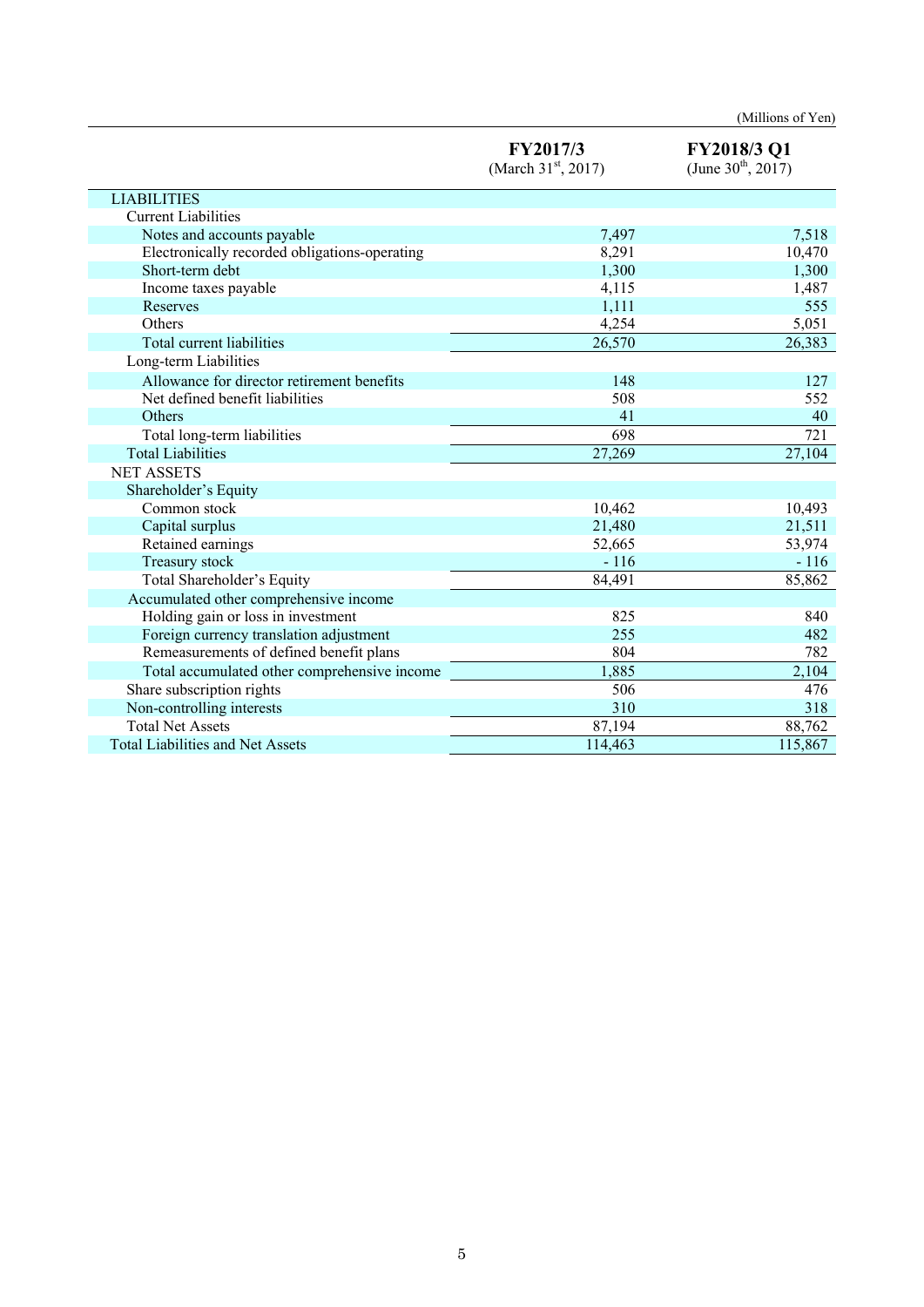(Millions of Yen)

| | FY2017/3 (March 31st, 2017) | FY2018/3 Q1 (June 30th, 2017) |
|---|---|---|
| LIABILITIES | | |
| Current Liabilities | | |
| Notes and accounts payable | 7,497 | 7,518 |
| Electronically recorded obligations-operating | 8,291 | 10,470 |
| Short-term debt | 1,300 | 1,300 |
| Income taxes payable | 4,115 | 1,487 |
| Reserves | 1,111 | 555 |
| Others | 4,254 | 5,051 |
| Total current liabilities | 26,570 | 26,383 |
| Long-term Liabilities | | |
| Allowance for director retirement benefits | 148 | 127 |
| Net defined benefit liabilities | 508 | 552 |
| Others | 41 | 40 |
| Total long-term liabilities | 698 | 721 |
| Total Liabilities | 27,269 | 27,104 |
| NET ASSETS | | |
| Shareholder's Equity | | |
| Common stock | 10,462 | 10,493 |
| Capital surplus | 21,480 | 21,511 |
| Retained earnings | 52,665 | 53,974 |
| Treasury stock | - 116 | - 116 |
| Total Shareholder's Equity | 84,491 | 85,862 |
| Accumulated other comprehensive income | | |
| Holding gain or loss in investment | 825 | 840 |
| Foreign currency translation adjustment | 255 | 482 |
| Remeasurements of defined benefit plans | 804 | 782 |
| Total accumulated other comprehensive income | 1,885 | 2,104 |
| Share subscription rights | 506 | 476 |
| Non-controlling interests | 310 | 318 |
| Total Net Assets | 87,194 | 88,762 |
| Total Liabilities and Net Assets | 114,463 | 115,867 |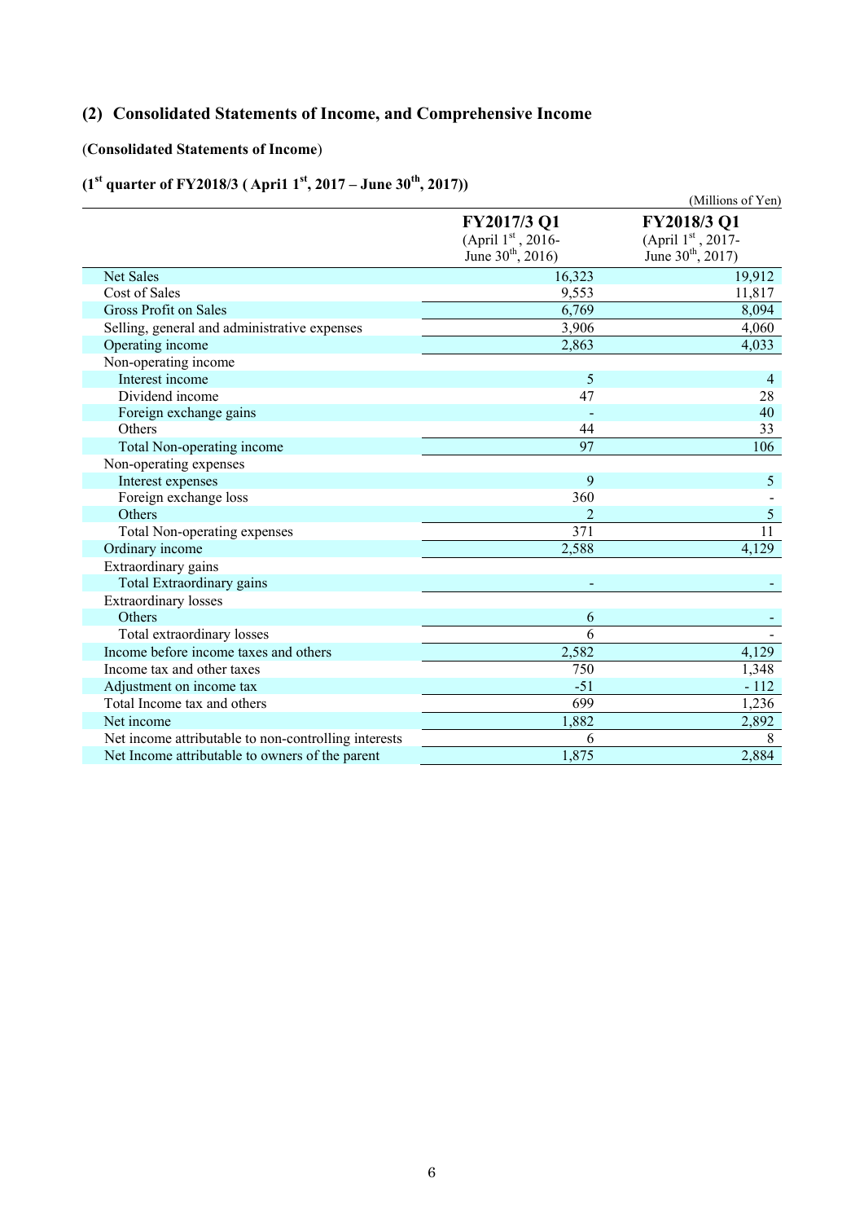## (2) Consolidated Statements of Income, and Comprehensive Income

(**Consolidated Statements of Income**)

### (1st quarter of FY2018/3 ( April 1st, 2017 – June 30th, 2017))

(Millions of Yen)

| | FY2017/3 Q1 (April 1st, 2016- June 30th, 2016) | FY2018/3 Q1 (April 1st, 2017- June 30th, 2017) |
|---|---|---|
| Net Sales | 16,323 | 19,912 |
| Cost of Sales | 9,553 | 11,817 |
| Gross Profit on Sales | 6,769 | 8,094 |
| Selling, general and administrative expenses | 3,906 | 4,060 |
| Operating income | 2,863 | 4,033 |
| Non-operating income | | |
| Interest income | 5 | 4 |
| Dividend income | 47 | 28 |
| Foreign exchange gains | - | 40 |
| Others | 44 | 33 |
| Total Non-operating income | 97 | 106 |
| Non-operating expenses | | |
| Interest expenses | 9 | 5 |
| Foreign exchange loss | 360 | - |
| Others | 2 | 5 |
| Total Non-operating expenses | 371 | 11 |
| Ordinary income | 2,588 | 4,129 |
| Extraordinary gains | | |
| Total Extraordinary gains | - | - |
| Extraordinary losses | | |
| Others | 6 | - |
| Total extraordinary losses | 6 | - |
| Income before income taxes and others | 2,582 | 4,129 |
| Income tax and other taxes | 750 | 1,348 |
| Adjustment on income tax | -51 | - 112 |
| Total Income tax and others | 699 | 1,236 |
| Net income | 1,882 | 2,892 |
| Net income attributable to non-controlling interests | 6 | 8 |
| Net Income attributable to owners of the parent | 1,875 | 2,884 |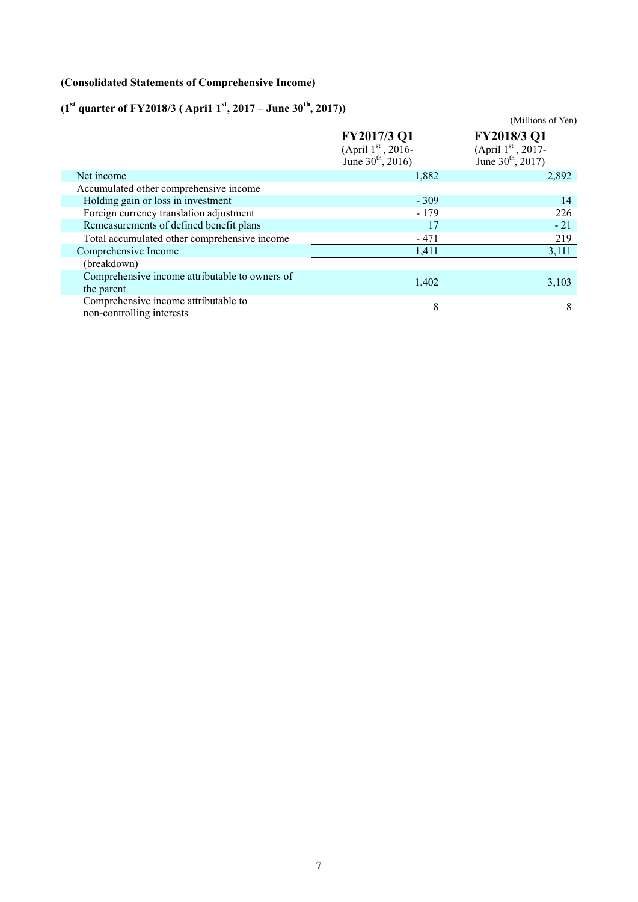**(Consolidated Statements of Comprehensive Income)**

**(1st quarter of FY2018/3 ( Apri1 1st, 2017 – June 30th, 2017))**

(Millions of Yen)

| | FY2017/3 Q1 (April 1st, 2016- June 30th, 2016) | FY2018/3 Q1 (April 1st, 2017- June 30th, 2017) |
|---|---|---|
| Net income | 1,882 | 2,892 |
| Accumulated other comprehensive income | | |
| Holding gain or loss in investment | - 309 | 14 |
| Foreign currency translation adjustment | - 179 | 226 |
| Remeasurements of defined benefit plans | 17 | - 21 |
| Total accumulated other comprehensive income | - 471 | 219 |
| Comprehensive Income | 1,411 | 3,111 |
| (breakdown) | | |
| Comprehensive income attributable to owners of the parent | 1,402 | 3,103 |
| Comprehensive income attributable to non-controlling interests | 8 | 8 |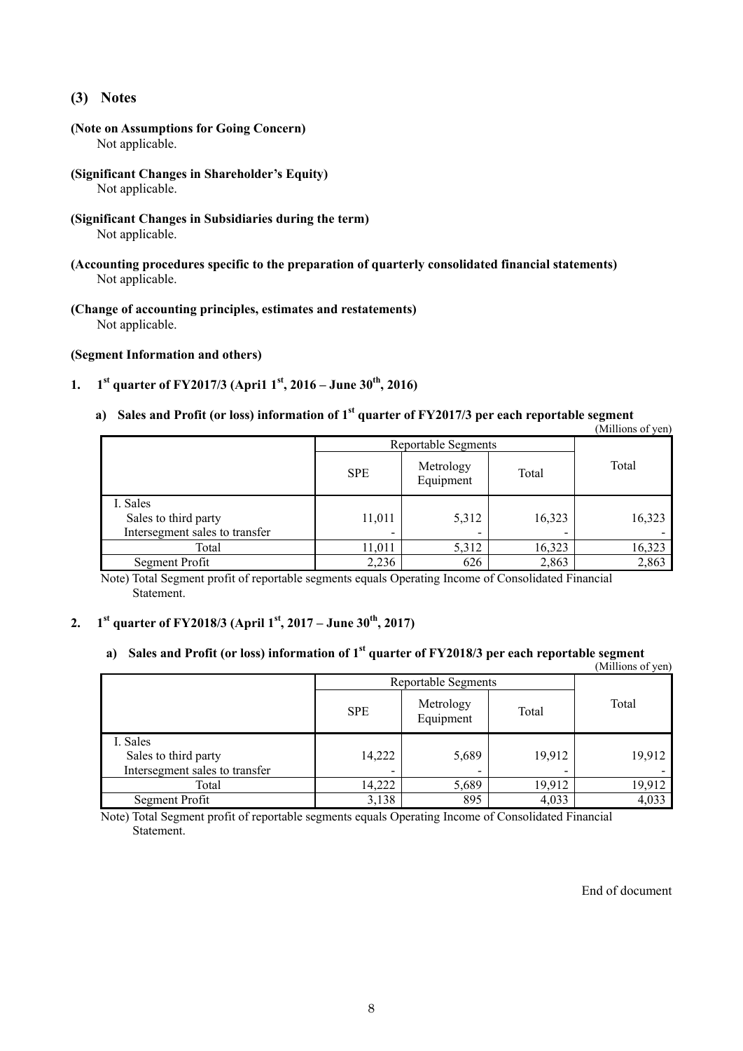## (3) Notes

**(Note on Assumptions for Going Concern)**
Not applicable.

**(Significant Changes in Shareholder's Equity)**
Not applicable.

**(Significant Changes in Subsidiaries during the term)**
Not applicable.

**(Accounting procedures specific to the preparation of quarterly consolidated financial statements)**
Not applicable.

**(Change of accounting principles, estimates and restatements)**
Not applicable.

**(Segment Information and others)**

### 1. 1st quarter of FY2017/3 (Apri1 1st, 2016 – June 30th, 2016)

#### a) Sales and Profit (or loss) information of 1st quarter of FY2017/3 per each reportable segment

(Millions of yen)

| | Reportable Segments | | | Total |
|---|---|---|---|---|
| | SPE | Metrology Equipment | Total | |
| I. Sales | | | | |
| Sales to third party | 11,011 | 5,312 | 16,323 | 16,323 |
| Intersegment sales to transfer | - | - | - | - |
| Total | 11,011 | 5,312 | 16,323 | 16,323 |
| Segment Profit | 2,236 | 626 | 2,863 | 2,863 |

Note) Total Segment profit of reportable segments equals Operating Income of Consolidated Financial Statement.

### 2. 1st quarter of FY2018/3 (April 1st, 2017 – June 30th, 2017)

#### a) Sales and Profit (or loss) information of 1st quarter of FY2018/3 per each reportable segment

(Millions of yen)

| | Reportable Segments | | | Total |
|---|---|---|---|---|
| | SPE | Metrology Equipment | Total | |
| I. Sales | | | | |
| Sales to third party | 14,222 | 5,689 | 19,912 | 19,912 |
| Intersegment sales to transfer | - | - | - | - |
| Total | 14,222 | 5,689 | 19,912 | 19,912 |
| Segment Profit | 3,138 | 895 | 4,033 | 4,033 |

Note) Total Segment profit of reportable segments equals Operating Income of Consolidated Financial Statement.

End of document